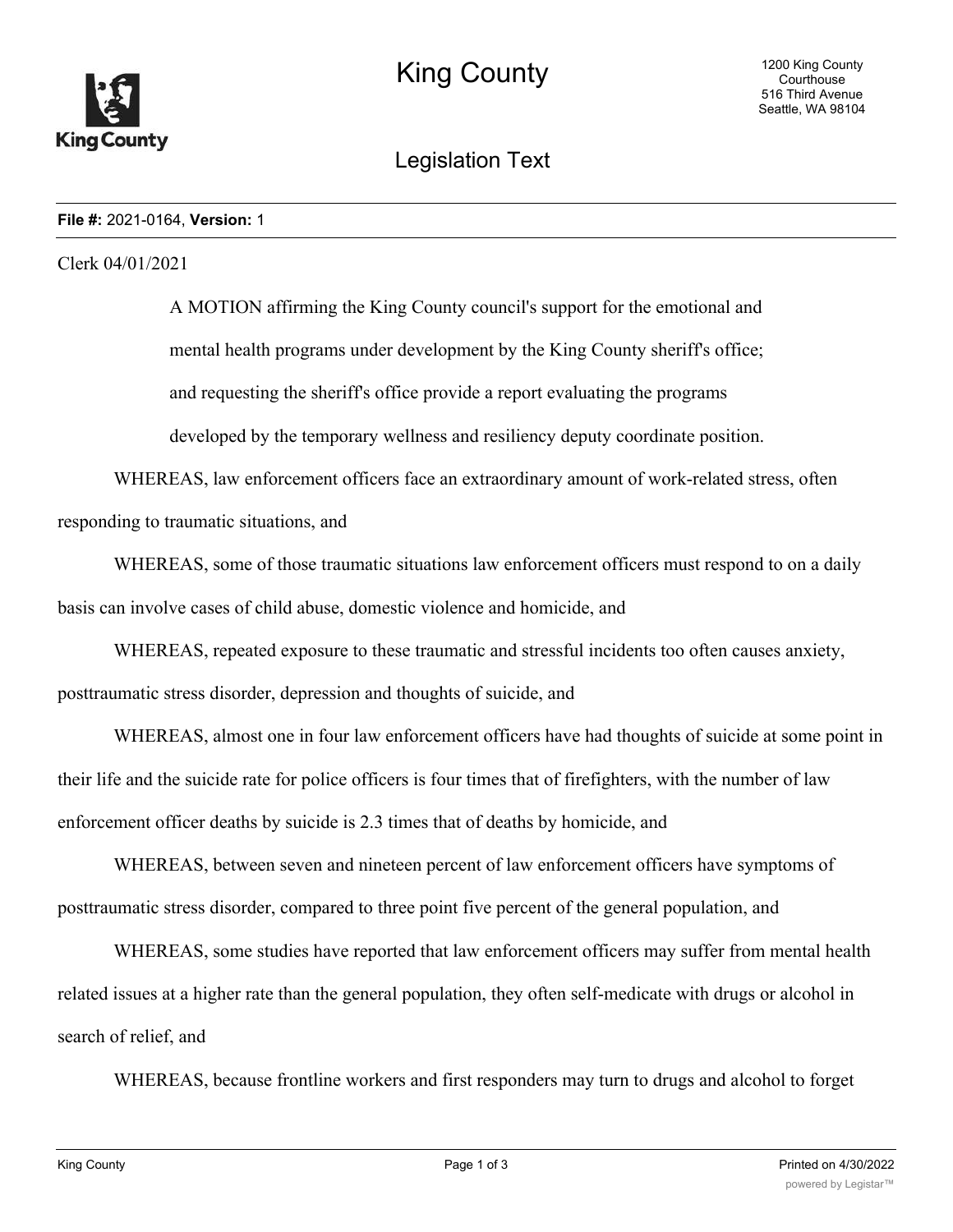# King County

1200 King County Courthouse
516 Third Avenue
Seattle, WA 98104

## Legislation Text

**File #:** 2021-0164, **Version:** 1

Clerk 04/01/2021

A MOTION affirming the King County council's support for the emotional and mental health programs under development by the King County sheriff's office; and requesting the sheriff's office provide a report evaluating the programs developed by the temporary wellness and resiliency deputy coordinate position.

WHEREAS, law enforcement officers face an extraordinary amount of work-related stress, often responding to traumatic situations, and

WHEREAS, some of those traumatic situations law enforcement officers must respond to on a daily basis can involve cases of child abuse, domestic violence and homicide, and

WHEREAS, repeated exposure to these traumatic and stressful incidents too often causes anxiety, posttraumatic stress disorder, depression and thoughts of suicide, and

WHEREAS, almost one in four law enforcement officers have had thoughts of suicide at some point in their life and the suicide rate for police officers is four times that of firefighters, with the number of law enforcement officer deaths by suicide is 2.3 times that of deaths by homicide, and

WHEREAS, between seven and nineteen percent of law enforcement officers have symptoms of posttraumatic stress disorder, compared to three point five percent of the general population, and

WHEREAS, some studies have reported that law enforcement officers may suffer from mental health related issues at a higher rate than the general population, they often self-medicate with drugs or alcohol in search of relief, and

WHEREAS, because frontline workers and first responders may turn to drugs and alcohol to forget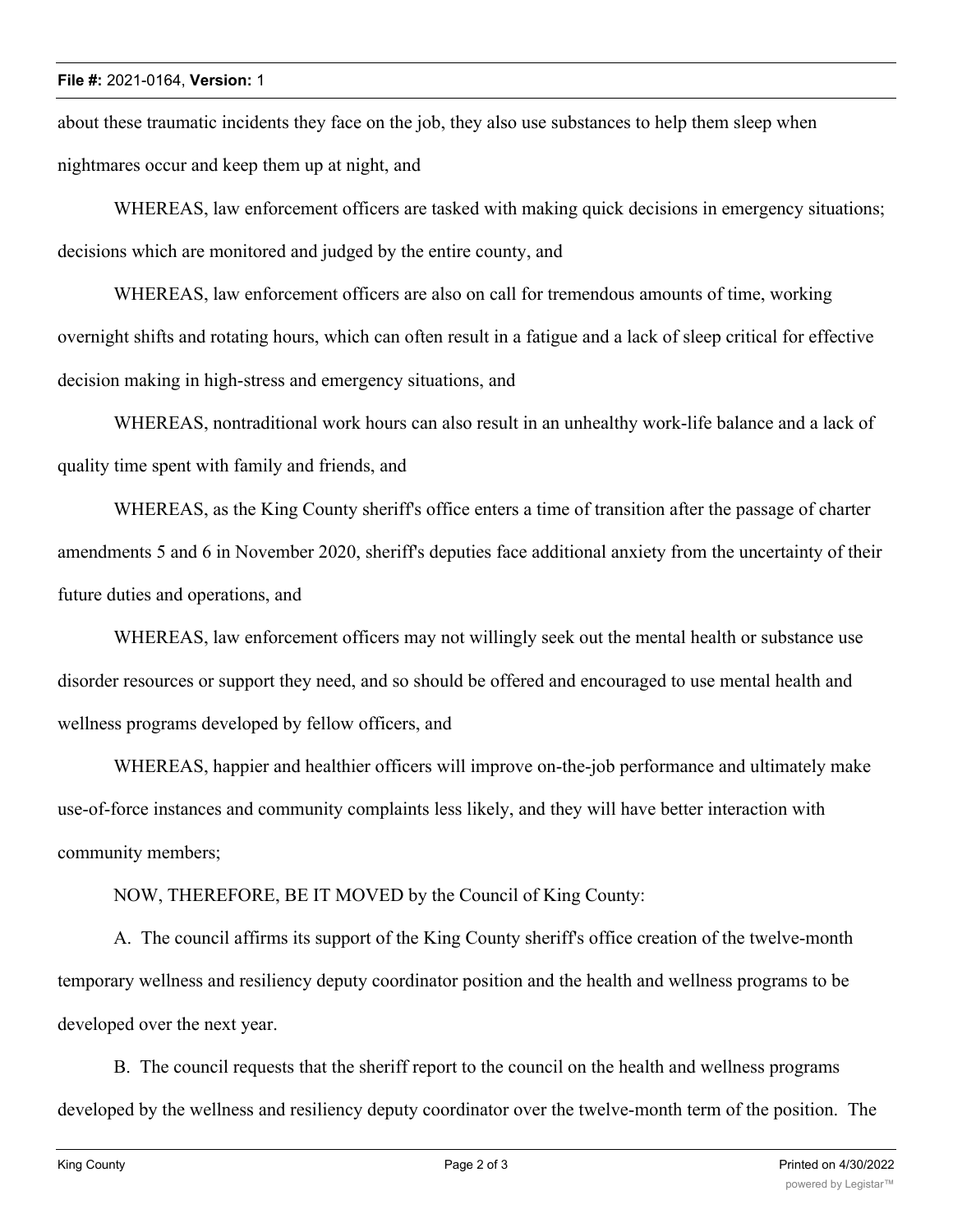about these traumatic incidents they face on the job, they also use substances to help them sleep when nightmares occur and keep them up at night, and

WHEREAS, law enforcement officers are tasked with making quick decisions in emergency situations; decisions which are monitored and judged by the entire county, and

WHEREAS, law enforcement officers are also on call for tremendous amounts of time, working overnight shifts and rotating hours, which can often result in a fatigue and a lack of sleep critical for effective decision making in high-stress and emergency situations, and

WHEREAS, nontraditional work hours can also result in an unhealthy work-life balance and a lack of quality time spent with family and friends, and

WHEREAS, as the King County sheriff's office enters a time of transition after the passage of charter amendments 5 and 6 in November 2020, sheriff's deputies face additional anxiety from the uncertainty of their future duties and operations, and

WHEREAS, law enforcement officers may not willingly seek out the mental health or substance use disorder resources or support they need, and so should be offered and encouraged to use mental health and wellness programs developed by fellow officers, and

WHEREAS, happier and healthier officers will improve on-the-job performance and ultimately make use-of-force instances and community complaints less likely, and they will have better interaction with community members;

NOW, THEREFORE, BE IT MOVED by the Council of King County:

A. The council affirms its support of the King County sheriff's office creation of the twelve-month temporary wellness and resiliency deputy coordinator position and the health and wellness programs to be developed over the next year.

B. The council requests that the sheriff report to the council on the health and wellness programs developed by the wellness and resiliency deputy coordinator over the twelve-month term of the position. The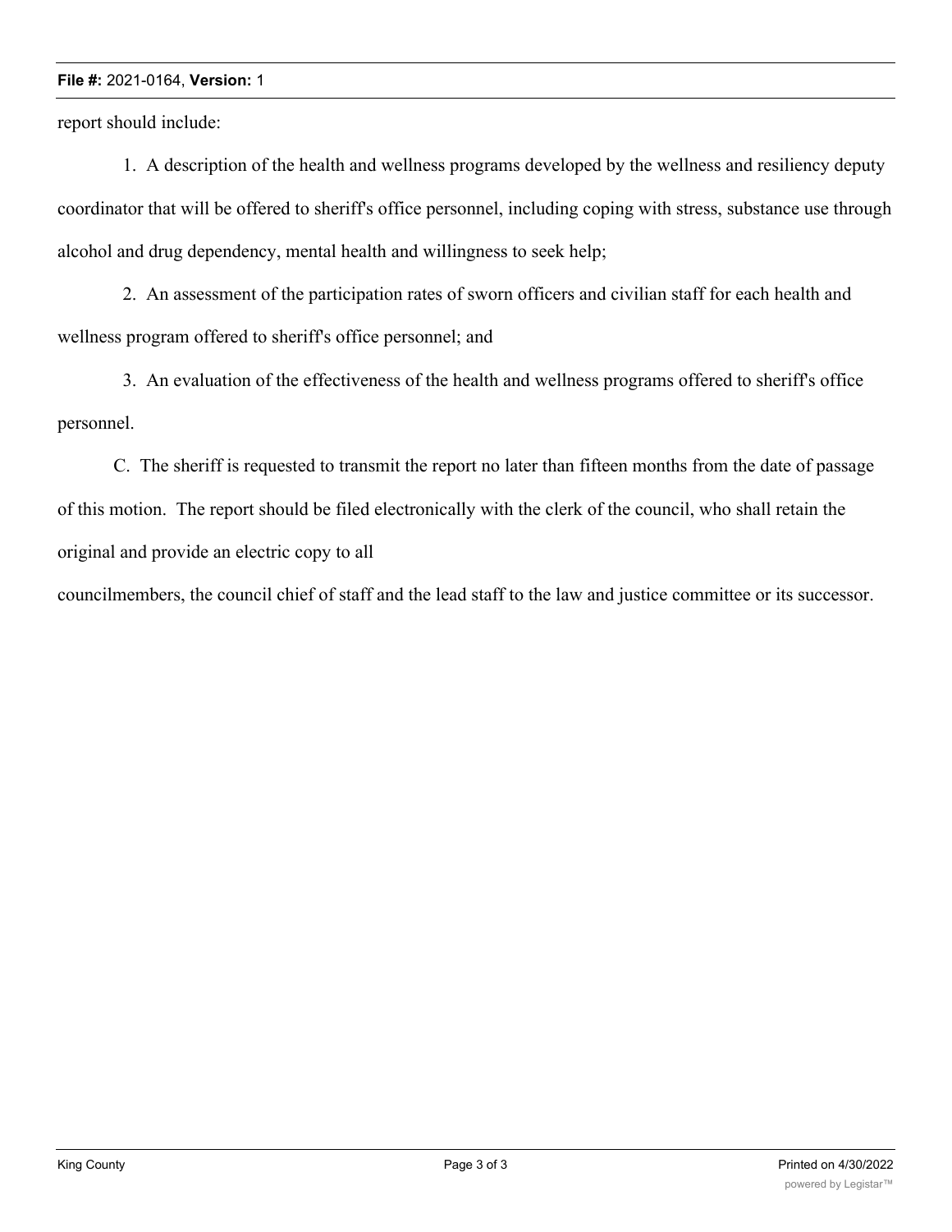report should include:

1. A description of the health and wellness programs developed by the wellness and resiliency deputy coordinator that will be offered to sheriff's office personnel, including coping with stress, substance use through alcohol and drug dependency, mental health and willingness to seek help;

2. An assessment of the participation rates of sworn officers and civilian staff for each health and wellness program offered to sheriff's office personnel; and

3. An evaluation of the effectiveness of the health and wellness programs offered to sheriff's office personnel.

C. The sheriff is requested to transmit the report no later than fifteen months from the date of passage of this motion. The report should be filed electronically with the clerk of the council, who shall retain the original and provide an electric copy to all councilmembers, the council chief of staff and the lead staff to the law and justice committee or its successor.